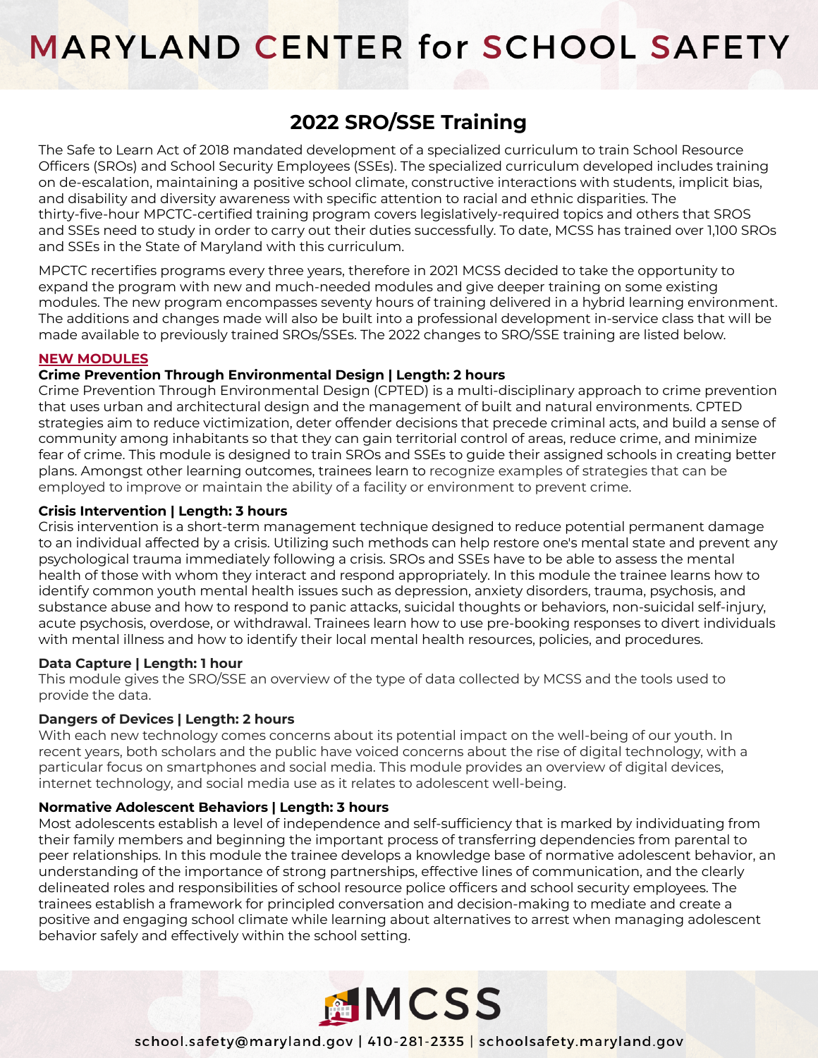# MARYLAND CENTER for SCHOOL SAFETY

## 2022 SRO/SSE Training

The Safe to Learn Act of 2018 mandated development of a specialized curriculum to train School Resource Officers (SROs) and School Security Employees (SSEs). The specialized curriculum developed includes training on de-escalation, maintaining a positive school climate, constructive interactions with students, implicit bias, and disability and diversity awareness with specific attention to racial and ethnic disparities. The thirty-five-hour MPCTC-certified training program covers legislatively-required topics and others that SROS and SSEs need to study in order to carry out their duties successfully. To date, MCSS has trained over 1,100 SROs and SSEs in the State of Maryland with this curriculum.

MPCTC recertifies programs every three years, therefore in 2021 MCSS decided to take the opportunity to expand the program with new and much-needed modules and give deeper training on some existing modules. The new program encompasses seventy hours of training delivered in a hybrid learning environment. The additions and changes made will also be built into a professional development in-service class that will be made available to previously trained SROs/SSEs. The 2022 changes to SRO/SSE training are listed below.

**NEW MODULES**

**Crime Prevention Through Environmental Design | Length: 2 hours**

Crime Prevention Through Environmental Design (CPTED) is a multi-disciplinary approach to crime prevention that uses urban and architectural design and the management of built and natural environments. CPTED strategies aim to reduce victimization, deter offender decisions that precede criminal acts, and build a sense of community among inhabitants so that they can gain territorial control of areas, reduce crime, and minimize fear of crime. This module is designed to train SROs and SSEs to guide their assigned schools in creating better plans. Amongst other learning outcomes, trainees learn to recognize examples of strategies that can be employed to improve or maintain the ability of a facility or environment to prevent crime.

**Crisis Intervention | Length: 3 hours**

Crisis intervention is a short-term management technique designed to reduce potential permanent damage to an individual affected by a crisis. Utilizing such methods can help restore one's mental state and prevent any psychological trauma immediately following a crisis. SROs and SSEs have to be able to assess the mental health of those with whom they interact and respond appropriately. In this module the trainee learns how to identify common youth mental health issues such as depression, anxiety disorders, trauma, psychosis, and substance abuse and how to respond to panic attacks, suicidal thoughts or behaviors, non-suicidal self-injury, acute psychosis, overdose, or withdrawal. Trainees learn how to use pre-booking responses to divert individuals with mental illness and how to identify their local mental health resources, policies, and procedures.

**Data Capture | Length: 1 hour**

This module gives the SRO/SSE an overview of the type of data collected by MCSS and the tools used to provide the data.

**Dangers of Devices | Length: 2 hours**

With each new technology comes concerns about its potential impact on the well-being of our youth. In recent years, both scholars and the public have voiced concerns about the rise of digital technology, with a particular focus on smartphones and social media. This module provides an overview of digital devices, internet technology, and social media use as it relates to adolescent well-being.

**Normative Adolescent Behaviors | Length: 3 hours**

Most adolescents establish a level of independence and self-sufficiency that is marked by individuating from their family members and beginning the important process of transferring dependencies from parental to peer relationships. In this module the trainee develops a knowledge base of normative adolescent behavior, an understanding of the importance of strong partnerships, effective lines of communication, and the clearly delineated roles and responsibilities of school resource police officers and school security employees. The trainees establish a framework for principled conversation and decision-making to mediate and create a positive and engaging school climate while learning about alternatives to arrest when managing adolescent behavior safely and effectively within the school setting.

MCSS

school.safety@maryland.gov | 410-281-2335 | schoolsafety.maryland.gov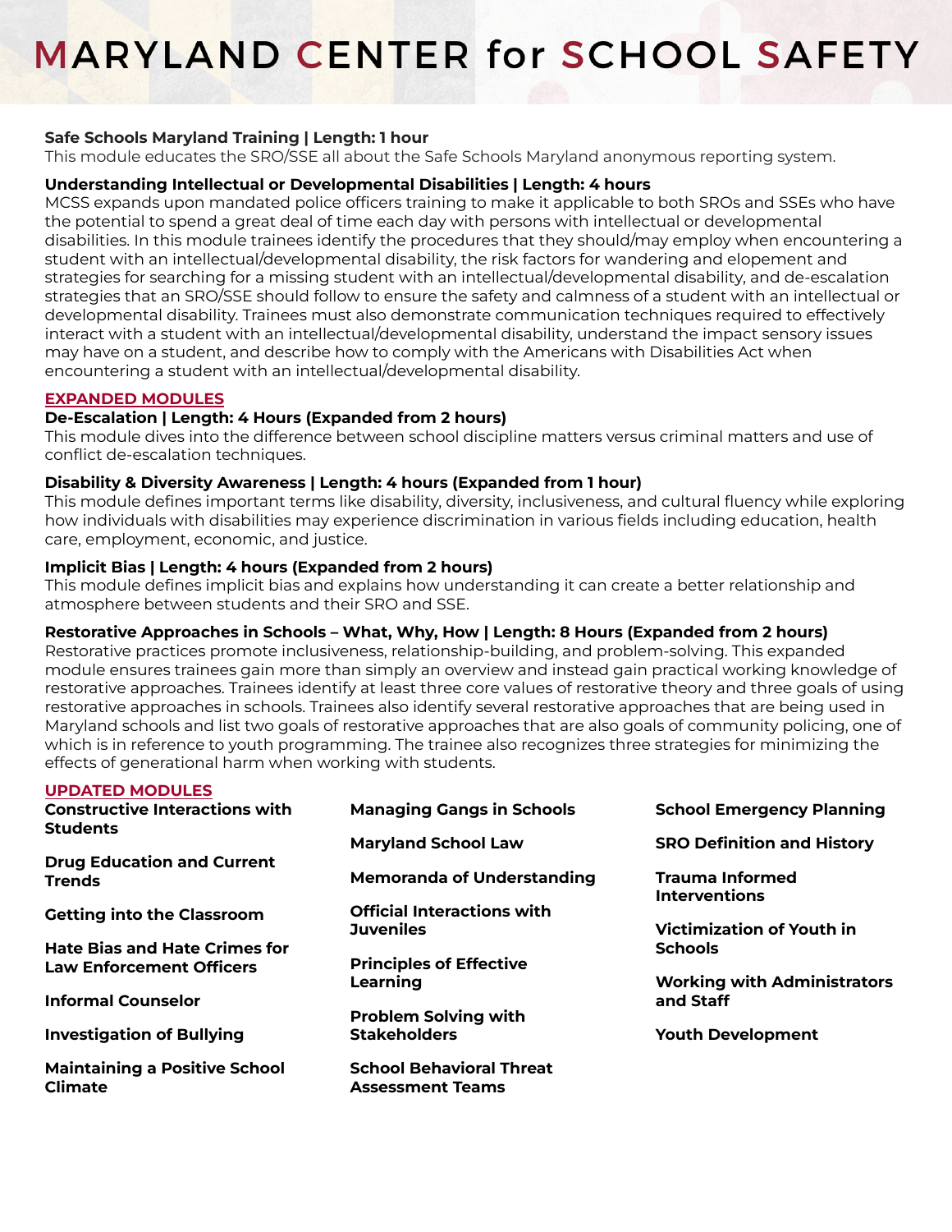# MARYLAND CENTER for SCHOOL SAFETY

**Safe Schools Maryland Training | Length: 1 hour**
This module educates the SRO/SSE all about the Safe Schools Maryland anonymous reporting system.

**Understanding Intellectual or Developmental Disabilities | Length: 4 hours**
MCSS expands upon mandated police officers training to make it applicable to both SROs and SSEs who have the potential to spend a great deal of time each day with persons with intellectual or developmental disabilities. In this module trainees identify the procedures that they should/may employ when encountering a student with an intellectual/developmental disability, the risk factors for wandering and elopement and strategies for searching for a missing student with an intellectual/developmental disability, and de-escalation strategies that an SRO/SSE should follow to ensure the safety and calmness of a student with an intellectual or developmental disability. Trainees must also demonstrate communication techniques required to effectively interact with a student with an intellectual/developmental disability, understand the impact sensory issues may have on a student, and describe how to comply with the Americans with Disabilities Act when encountering a student with an intellectual/developmental disability.

## EXPANDED MODULES

**De-Escalation | Length: 4 Hours (Expanded from 2 hours)**
This module dives into the difference between school discipline matters versus criminal matters and use of conflict de-escalation techniques.

**Disability & Diversity Awareness | Length: 4 hours (Expanded from 1 hour)**
This module defines important terms like disability, diversity, inclusiveness, and cultural fluency while exploring how individuals with disabilities may experience discrimination in various fields including education, health care, employment, economic, and justice.

**Implicit Bias | Length: 4 hours (Expanded from 2 hours)**
This module defines implicit bias and explains how understanding it can create a better relationship and atmosphere between students and their SRO and SSE.

**Restorative Approaches in Schools – What, Why, How | Length: 8 Hours (Expanded from 2 hours)**
Restorative practices promote inclusiveness, relationship-building, and problem-solving. This expanded module ensures trainees gain more than simply an overview and instead gain practical working knowledge of restorative approaches. Trainees identify at least three core values of restorative theory and three goals of using restorative approaches in schools. Trainees also identify several restorative approaches that are being used in Maryland schools and list two goals of restorative approaches that are also goals of community policing, one of which is in reference to youth programming. The trainee also recognizes three strategies for minimizing the effects of generational harm when working with students.

## UPDATED MODULES

**Constructive Interactions with Students**

**Drug Education and Current Trends**

**Getting into the Classroom**

**Hate Bias and Hate Crimes for Law Enforcement Officers**

**Informal Counselor**

**Investigation of Bullying**

**Maintaining a Positive School Climate**

**Managing Gangs in Schools**

**Maryland School Law**

**Memoranda of Understanding**

**Official Interactions with Juveniles**

**Principles of Effective Learning**

**Problem Solving with Stakeholders**

**School Behavioral Threat Assessment Teams**

**School Emergency Planning**

**SRO Definition and History**

**Trauma Informed Interventions**

**Victimization of Youth in Schools**

**Working with Administrators and Staff**

**Youth Development**